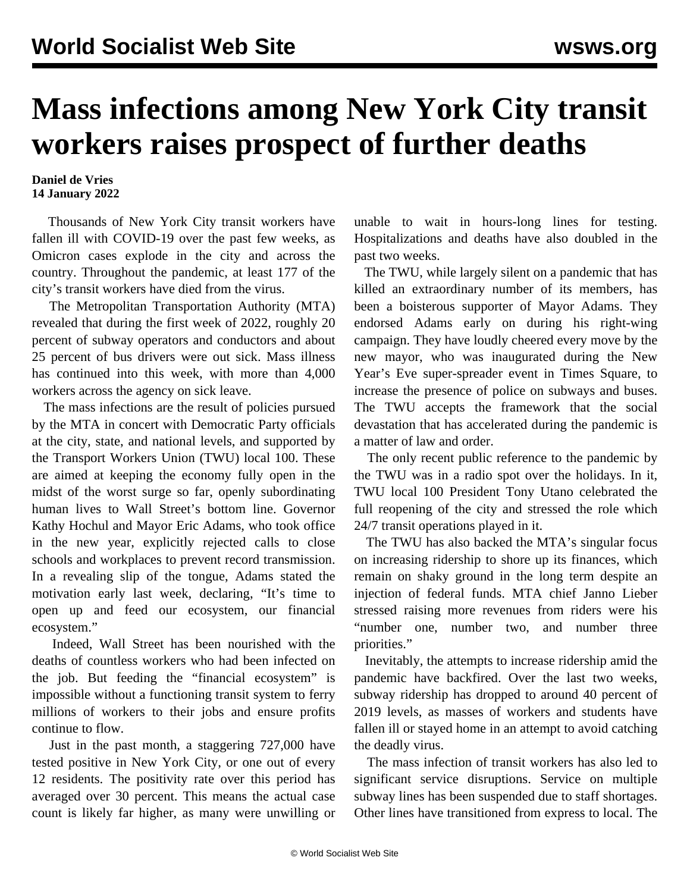# Mass infections among New York City transit workers raises prospect of further deaths

**Daniel de Vries**
**14 January 2022**

Thousands of New York City transit workers have fallen ill with COVID-19 over the past few weeks, as Omicron cases explode in the city and across the country. Throughout the pandemic, at least 177 of the city's transit workers have died from the virus.

The Metropolitan Transportation Authority (MTA) revealed that during the first week of 2022, roughly 20 percent of subway operators and conductors and about 25 percent of bus drivers were out sick. Mass illness has continued into this week, with more than 4,000 workers across the agency on sick leave.

The mass infections are the result of policies pursued by the MTA in concert with Democratic Party officials at the city, state, and national levels, and supported by the Transport Workers Union (TWU) local 100. These are aimed at keeping the economy fully open in the midst of the worst surge so far, openly subordinating human lives to Wall Street's bottom line. Governor Kathy Hochul and Mayor Eric Adams, who took office in the new year, explicitly rejected calls to close schools and workplaces to prevent record transmission. In a revealing slip of the tongue, Adams stated the motivation early last week, declaring, "It's time to open up and feed our ecosystem, our financial ecosystem."

Indeed, Wall Street has been nourished with the deaths of countless workers who had been infected on the job. But feeding the "financial ecosystem" is impossible without a functioning transit system to ferry millions of workers to their jobs and ensure profits continue to flow.

Just in the past month, a staggering 727,000 have tested positive in New York City, or one out of every 12 residents. The positivity rate over this period has averaged over 30 percent. This means the actual case count is likely far higher, as many were unwilling or unable to wait in hours-long lines for testing. Hospitalizations and deaths have also doubled in the past two weeks.

The TWU, while largely silent on a pandemic that has killed an extraordinary number of its members, has been a boisterous supporter of Mayor Adams. They endorsed Adams early on during his right-wing campaign. They have loudly cheered every move by the new mayor, who was inaugurated during the New Year's Eve super-spreader event in Times Square, to increase the presence of police on subways and buses. The TWU accepts the framework that the social devastation that has accelerated during the pandemic is a matter of law and order.

The only recent public reference to the pandemic by the TWU was in a radio spot over the holidays. In it, TWU local 100 President Tony Utano celebrated the full reopening of the city and stressed the role which 24/7 transit operations played in it.

The TWU has also backed the MTA's singular focus on increasing ridership to shore up its finances, which remain on shaky ground in the long term despite an injection of federal funds. MTA chief Janno Lieber stressed raising more revenues from riders were his "number one, number two, and number three priorities."

Inevitably, the attempts to increase ridership amid the pandemic have backfired. Over the last two weeks, subway ridership has dropped to around 40 percent of 2019 levels, as masses of workers and students have fallen ill or stayed home in an attempt to avoid catching the deadly virus.

The mass infection of transit workers has also led to significant service disruptions. Service on multiple subway lines has been suspended due to staff shortages. Other lines have transitioned from express to local. The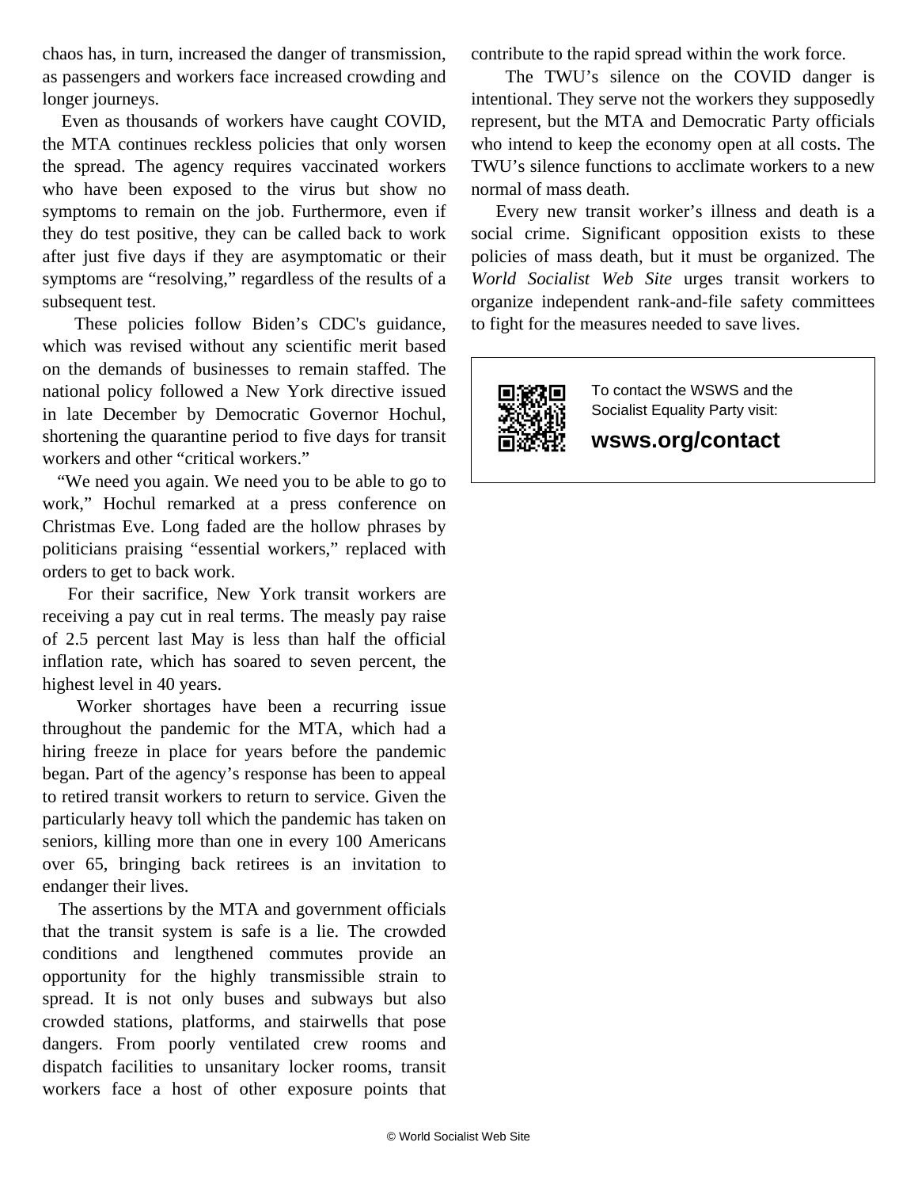chaos has, in turn, increased the danger of transmission, as passengers and workers face increased crowding and longer journeys.

Even as thousands of workers have caught COVID, the MTA continues reckless policies that only worsen the spread. The agency requires vaccinated workers who have been exposed to the virus but show no symptoms to remain on the job. Furthermore, even if they do test positive, they can be called back to work after just five days if they are asymptomatic or their symptoms are "resolving," regardless of the results of a subsequent test.

These policies follow Biden's CDC's guidance, which was revised without any scientific merit based on the demands of businesses to remain staffed. The national policy followed a New York directive issued in late December by Democratic Governor Hochul, shortening the quarantine period to five days for transit workers and other "critical workers."

"We need you again. We need you to be able to go to work," Hochul remarked at a press conference on Christmas Eve. Long faded are the hollow phrases by politicians praising "essential workers," replaced with orders to get to back work.

For their sacrifice, New York transit workers are receiving a pay cut in real terms. The measly pay raise of 2.5 percent last May is less than half the official inflation rate, which has soared to seven percent, the highest level in 40 years.

Worker shortages have been a recurring issue throughout the pandemic for the MTA, which had a hiring freeze in place for years before the pandemic began. Part of the agency's response has been to appeal to retired transit workers to return to service. Given the particularly heavy toll which the pandemic has taken on seniors, killing more than one in every 100 Americans over 65, bringing back retirees is an invitation to endanger their lives.

The assertions by the MTA and government officials that the transit system is safe is a lie. The crowded conditions and lengthened commutes provide an opportunity for the highly transmissible strain to spread. It is not only buses and subways but also crowded stations, platforms, and stairwells that pose dangers. From poorly ventilated crew rooms and dispatch facilities to unsanitary locker rooms, transit workers face a host of other exposure points that contribute to the rapid spread within the work force.

The TWU's silence on the COVID danger is intentional. They serve not the workers they supposedly represent, but the MTA and Democratic Party officials who intend to keep the economy open at all costs. The TWU's silence functions to acclimate workers to a new normal of mass death.

Every new transit worker's illness and death is a social crime. Significant opposition exists to these policies of mass death, but it must be organized. The *World Socialist Web Site* urges transit workers to organize independent rank-and-file safety committees to fight for the measures needed to save lives.

To contact the WSWS and the Socialist Equality Party visit:

**wsws.org/contact**